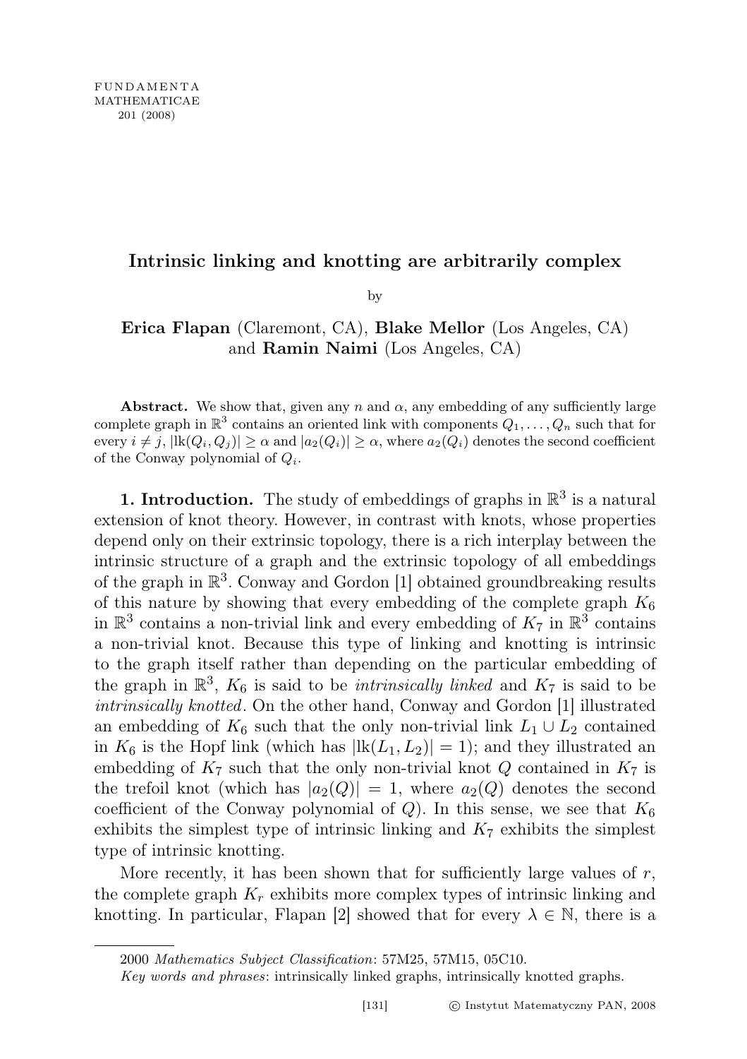# Intrinsic linking and knotting are arbitrarily complex

by

**Erica Flapan** (Claremont, CA), **Blake Mellor** (Los Angeles, CA) and **Ramin Naimi** (Los Angeles, CA)

**Abstract.** We show that, given any $n$ and $\alpha$, any embedding of any sufficiently large complete graph in $\mathbb{R}^3$ contains an oriented link with components $Q_1, \ldots, Q_n$ such that for every $i \neq j$, $|\mathrm{lk}(Q_i, Q_j)| \geq \alpha$ and $|a_2(Q_i)| \geq \alpha$, where $a_2(Q_i)$ denotes the second coefficient of the Conway polynomial of $Q_i$.

**1. Introduction.** The study of embeddings of graphs in $\mathbb{R}^3$ is a natural extension of knot theory. However, in contrast with knots, whose properties depend only on their extrinsic topology, there is a rich interplay between the intrinsic structure of a graph and the extrinsic topology of all embeddings of the graph in $\mathbb{R}^3$. Conway and Gordon [1] obtained groundbreaking results of this nature by showing that every embedding of the complete graph $K_6$ in $\mathbb{R}^3$ contains a non-trivial link and every embedding of $K_7$ in $\mathbb{R}^3$ contains a non-trivial knot. Because this type of linking and knotting is intrinsic to the graph itself rather than depending on the particular embedding of the graph in $\mathbb{R}^3$, $K_6$ is said to be *intrinsically linked* and $K_7$ is said to be *intrinsically knotted*. On the other hand, Conway and Gordon [1] illustrated an embedding of $K_6$ such that the only non-trivial link $L_1 \cup L_2$ contained in $K_6$ is the Hopf link (which has $|\mathrm{lk}(L_1, L_2)| = 1$); and they illustrated an embedding of $K_7$ such that the only non-trivial knot $Q$ contained in $K_7$ is the trefoil knot (which has $|a_2(Q)| = 1$, where $a_2(Q)$ denotes the second coefficient of the Conway polynomial of $Q$). In this sense, we see that $K_6$ exhibits the simplest type of intrinsic linking and $K_7$ exhibits the simplest type of intrinsic knotting.

More recently, it has been shown that for sufficiently large values of $r$, the complete graph $K_r$ exhibits more complex types of intrinsic linking and knotting. In particular, Flapan [2] showed that for every $\lambda \in \mathbb{N}$, there is a

2000 *Mathematics Subject Classification*: 57M25, 57M15, 05C10.

*Key words and phrases*: intrinsically linked graphs, intrinsically knotted graphs.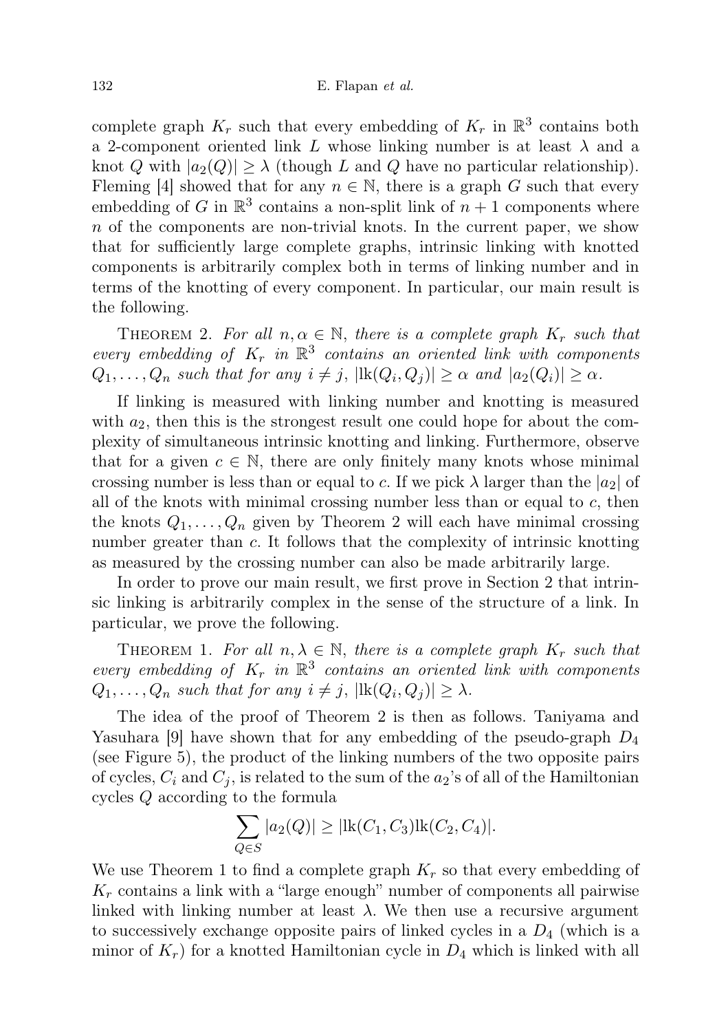complete graph $K_r$ such that every embedding of $K_r$ in $\mathbb{R}^3$ contains both a 2-component oriented link $L$ whose linking number is at least $\lambda$ and a knot $Q$ with $|a_2(Q)| \geq \lambda$ (though $L$ and $Q$ have no particular relationship). Fleming [4] showed that for any $n \in \mathbb{N}$, there is a graph $G$ such that every embedding of $G$ in $\mathbb{R}^3$ contains a non-split link of $n+1$ components where $n$ of the components are non-trivial knots. In the current paper, we show that for sufficiently large complete graphs, intrinsic linking with knotted components is arbitrarily complex both in terms of linking number and in terms of the knotting of every component. In particular, our main result is the following.

Theorem 2. *For all $n, \alpha \in \mathbb{N}$, there is a complete graph $K_r$ such that every embedding of $K_r$ in $\mathbb{R}^3$ contains an oriented link with components $Q_1, \ldots, Q_n$ such that for any $i \neq j$, $|\mathrm{lk}(Q_i, Q_j)| \geq \alpha$ and $|a_2(Q_i)| \geq \alpha$.*

If linking is measured with linking number and knotting is measured with $a_2$, then this is the strongest result one could hope for about the complexity of simultaneous intrinsic knotting and linking. Furthermore, observe that for a given $c \in \mathbb{N}$, there are only finitely many knots whose minimal crossing number is less than or equal to $c$. If we pick $\lambda$ larger than the $|a_2|$ of all of the knots with minimal crossing number less than or equal to $c$, then the knots $Q_1, \ldots, Q_n$ given by Theorem 2 will each have minimal crossing number greater than $c$. It follows that the complexity of intrinsic knotting as measured by the crossing number can also be made arbitrarily large.

In order to prove our main result, we first prove in Section 2 that intrinsic linking is arbitrarily complex in the sense of the structure of a link. In particular, we prove the following.

Theorem 1. *For all $n, \lambda \in \mathbb{N}$, there is a complete graph $K_r$ such that every embedding of $K_r$ in $\mathbb{R}^3$ contains an oriented link with components $Q_1, \ldots, Q_n$ such that for any $i \neq j$, $|\mathrm{lk}(Q_i, Q_j)| \geq \lambda$.*

The idea of the proof of Theorem 2 is then as follows. Taniyama and Yasuhara [9] have shown that for any embedding of the pseudo-graph $D_4$ (see Figure 5), the product of the linking numbers of the two opposite pairs of cycles, $C_i$ and $C_j$, is related to the sum of the $a_2$'s of all of the Hamiltonian cycles $Q$ according to the formula

$$\sum_{Q \in S} |a_2(Q)| \geq |\mathrm{lk}(C_1, C_3)\mathrm{lk}(C_2, C_4)|.$$

We use Theorem 1 to find a complete graph $K_r$ so that every embedding of $K_r$ contains a link with a "large enough" number of components all pairwise linked with linking number at least $\lambda$. We then use a recursive argument to successively exchange opposite pairs of linked cycles in a $D_4$ (which is a minor of $K_r$) for a knotted Hamiltonian cycle in $D_4$ which is linked with all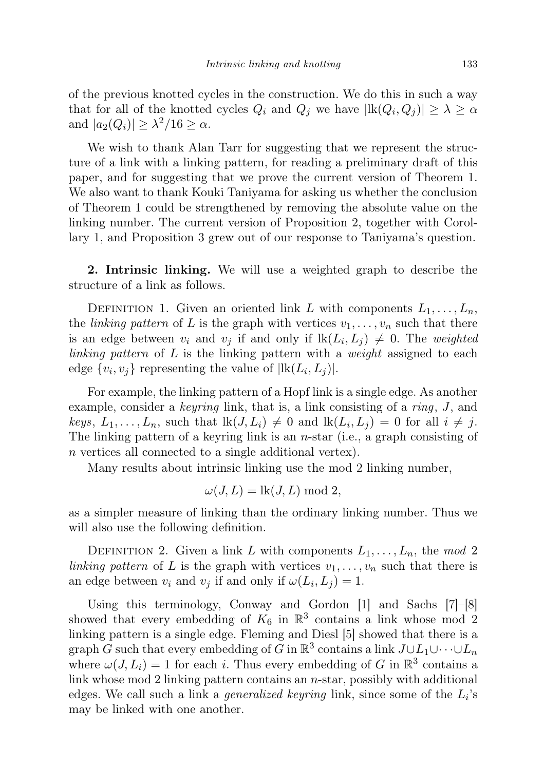of the previous knotted cycles in the construction. We do this in such a way that for all of the knotted cycles $Q_i$ and $Q_j$ we have $|\mathrm{lk}(Q_i, Q_j)| \geq \lambda \geq \alpha$ and $|a_2(Q_i)| \geq \lambda^2/16 \geq \alpha$.

We wish to thank Alan Tarr for suggesting that we represent the structure of a link with a linking pattern, for reading a preliminary draft of this paper, and for suggesting that we prove the current version of Theorem 1. We also want to thank Kouki Taniyama for asking us whether the conclusion of Theorem 1 could be strengthened by removing the absolute value on the linking number. The current version of Proposition 2, together with Corollary 1, and Proposition 3 grew out of our response to Taniyama's question.

## 2. Intrinsic linking.

We will use a weighted graph to describe the structure of a link as follows.

DEFINITION 1. Given an oriented link $L$ with components $L_1, \ldots, L_n$, the *linking pattern* of $L$ is the graph with vertices $v_1, \ldots, v_n$ such that there is an edge between $v_i$ and $v_j$ if and only if $\mathrm{lk}(L_i, L_j) \neq 0$. The *weighted linking pattern* of $L$ is the linking pattern with a *weight* assigned to each edge $\{v_i, v_j\}$ representing the value of $|\mathrm{lk}(L_i, L_j)|$.

For example, the linking pattern of a Hopf link is a single edge. As another example, consider a *keyring* link, that is, a link consisting of a *ring*, $J$, and *keys*, $L_1, \ldots, L_n$, such that $\mathrm{lk}(J, L_i) \neq 0$ and $\mathrm{lk}(L_i, L_j) = 0$ for all $i \neq j$. The linking pattern of a keyring link is an $n$-star (i.e., a graph consisting of $n$ vertices all connected to a single additional vertex).

Many results about intrinsic linking use the mod 2 linking number,

$$\omega(J, L) = \mathrm{lk}(J, L) \bmod 2,$$

as a simpler measure of linking than the ordinary linking number. Thus we will also use the following definition.

DEFINITION 2. Given a link $L$ with components $L_1, \ldots, L_n$, the *mod* 2 *linking pattern* of $L$ is the graph with vertices $v_1, \ldots, v_n$ such that there is an edge between $v_i$ and $v_j$ if and only if $\omega(L_i, L_j) = 1$.

Using this terminology, Conway and Gordon [1] and Sachs [7]–[8] showed that every embedding of $K_6$ in $\mathbb{R}^3$ contains a link whose mod 2 linking pattern is a single edge. Fleming and Diesl [5] showed that there is a graph $G$ such that every embedding of $G$ in $\mathbb{R}^3$ contains a link $J \cup L_1 \cup \cdots \cup L_n$ where $\omega(J, L_i) = 1$ for each $i$. Thus every embedding of $G$ in $\mathbb{R}^3$ contains a link whose mod 2 linking pattern contains an $n$-star, possibly with additional edges. We call such a link a *generalized keyring* link, since some of the $L_i$'s may be linked with one another.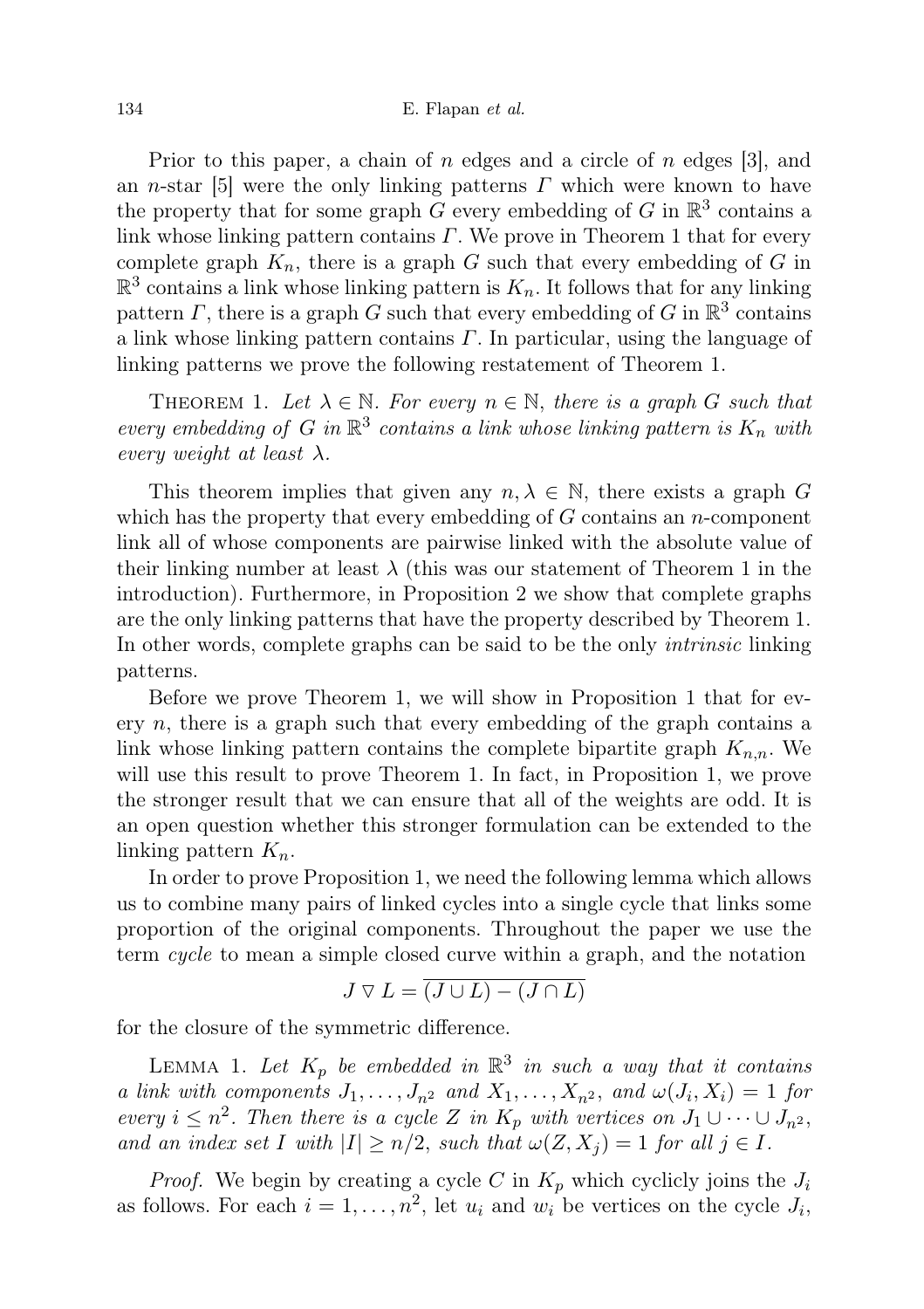Prior to this paper, a chain of $n$ edges and a circle of $n$ edges [3], and an $n$-star [5] were the only linking patterns $\Gamma$ which were known to have the property that for some graph $G$ every embedding of $G$ in $\mathbb{R}^3$ contains a link whose linking pattern contains $\Gamma$. We prove in Theorem 1 that for every complete graph $K_n$, there is a graph $G$ such that every embedding of $G$ in $\mathbb{R}^3$ contains a link whose linking pattern is $K_n$. It follows that for any linking pattern $\Gamma$, there is a graph $G$ such that every embedding of $G$ in $\mathbb{R}^3$ contains a link whose linking pattern contains $\Gamma$. In particular, using the language of linking patterns we prove the following restatement of Theorem 1.

THEOREM 1. *Let $\lambda \in \mathbb{N}$. For every $n \in \mathbb{N}$, there is a graph $G$ such that every embedding of $G$ in $\mathbb{R}^3$ contains a link whose linking pattern is $K_n$ with every weight at least $\lambda$.*

This theorem implies that given any $n, \lambda \in \mathbb{N}$, there exists a graph $G$ which has the property that every embedding of $G$ contains an $n$-component link all of whose components are pairwise linked with the absolute value of their linking number at least $\lambda$ (this was our statement of Theorem 1 in the introduction). Furthermore, in Proposition 2 we show that complete graphs are the only linking patterns that have the property described by Theorem 1. In other words, complete graphs can be said to be the only *intrinsic* linking patterns.

Before we prove Theorem 1, we will show in Proposition 1 that for every $n$, there is a graph such that every embedding of the graph contains a link whose linking pattern contains the complete bipartite graph $K_{n,n}$. We will use this result to prove Theorem 1. In fact, in Proposition 1, we prove the stronger result that we can ensure that all of the weights are odd. It is an open question whether this stronger formulation can be extended to the linking pattern $K_n$.

In order to prove Proposition 1, we need the following lemma which allows us to combine many pairs of linked cycles into a single cycle that links some proportion of the original components. Throughout the paper we use the term *cycle* to mean a simple closed curve within a graph, and the notation

$$J \triangledown L = \overline{(J \cup L) - (J \cap L)}$$

for the closure of the symmetric difference.

LEMMA 1. *Let $K_p$ be embedded in $\mathbb{R}^3$ in such a way that it contains a link with components $J_1, \ldots, J_{n^2}$ and $X_1, \ldots, X_{n^2}$, and $\omega(J_i, X_i) = 1$ for every $i \leq n^2$. Then there is a cycle $Z$ in $K_p$ with vertices on $J_1 \cup \cdots \cup J_{n^2}$, and an index set $I$ with $|I| \geq n/2$, such that $\omega(Z, X_j) = 1$ for all $j \in I$.*

*Proof.* We begin by creating a cycle $C$ in $K_p$ which cyclicly joins the $J_i$ as follows. For each $i = 1, \ldots, n^2$, let $u_i$ and $w_i$ be vertices on the cycle $J_i$,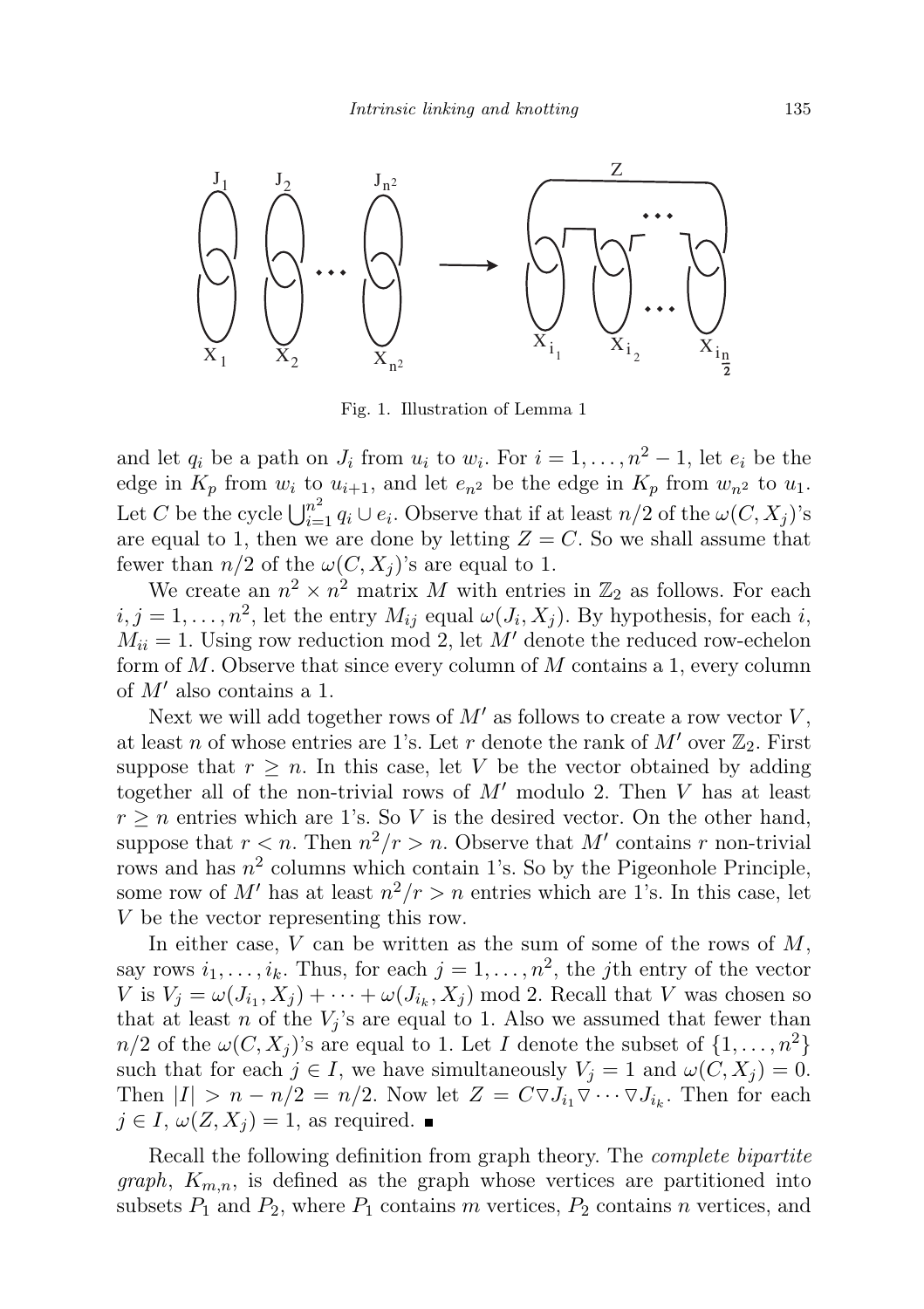Fig. 1. Illustration of Lemma 1

and let $q_i$ be a path on $J_i$ from $u_i$ to $w_i$. For $i = 1, \ldots, n^2 - 1$, let $e_i$ be the edge in $K_p$ from $w_i$ to $u_{i+1}$, and let $e_{n^2}$ be the edge in $K_p$ from $w_{n^2}$ to $u_1$. Let $C$ be the cycle $\bigcup_{i=1}^{n^2} q_i \cup e_i$. Observe that if at least $n/2$ of the $\omega(C, X_j)$'s are equal to 1, then we are done by letting $Z = C$. So we shall assume that fewer than $n/2$ of the $\omega(C, X_j)$'s are equal to 1.

We create an $n^2 \times n^2$ matrix $M$ with entries in $\mathbb{Z}_2$ as follows. For each $i, j = 1, \ldots, n^2$, let the entry $M_{ij}$ equal $\omega(J_i, X_j)$. By hypothesis, for each $i$, $M_{ii} = 1$. Using row reduction mod 2, let $M'$ denote the reduced row-echelon form of $M$. Observe that since every column of $M$ contains a 1, every column of $M'$ also contains a 1.

Next we will add together rows of $M'$ as follows to create a row vector $V$, at least $n$ of whose entries are 1's. Let $r$ denote the rank of $M'$ over $\mathbb{Z}_2$. First suppose that $r \geq n$. In this case, let $V$ be the vector obtained by adding together all of the non-trivial rows of $M'$ modulo 2. Then $V$ has at least $r \geq n$ entries which are 1's. So $V$ is the desired vector. On the other hand, suppose that $r < n$. Then $n^2/r > n$. Observe that $M'$ contains $r$ non-trivial rows and has $n^2$ columns which contain 1's. So by the Pigeonhole Principle, some row of $M'$ has at least $n^2/r > n$ entries which are 1's. In this case, let $V$ be the vector representing this row.

In either case, $V$ can be written as the sum of some of the rows of $M$, say rows $i_1, \ldots, i_k$. Thus, for each $j = 1, \ldots, n^2$, the $j$th entry of the vector $V$ is $V_j = \omega(J_{i_1}, X_j) + \cdots + \omega(J_{i_k}, X_j) \bmod 2$. Recall that $V$ was chosen so that at least $n$ of the $V_j$'s are equal to 1. Also we assumed that fewer than $n/2$ of the $\omega(C, X_j)$'s are equal to 1. Let $I$ denote the subset of $\{1, \ldots, n^2\}$ such that for each $j \in I$, we have simultaneously $V_j = 1$ and $\omega(C, X_j) = 0$. Then $|I| > n - n/2 = n/2$. Now let $Z = C \triangledown J_{i_1} \triangledown \cdots \triangledown J_{i_k}$. Then for each $j \in I$, $\omega(Z, X_j) = 1$, as required. ∎

Recall the following definition from graph theory. The *complete bipartite graph*, $K_{m,n}$, is defined as the graph whose vertices are partitioned into subsets $P_1$ and $P_2$, where $P_1$ contains $m$ vertices, $P_2$ contains $n$ vertices, and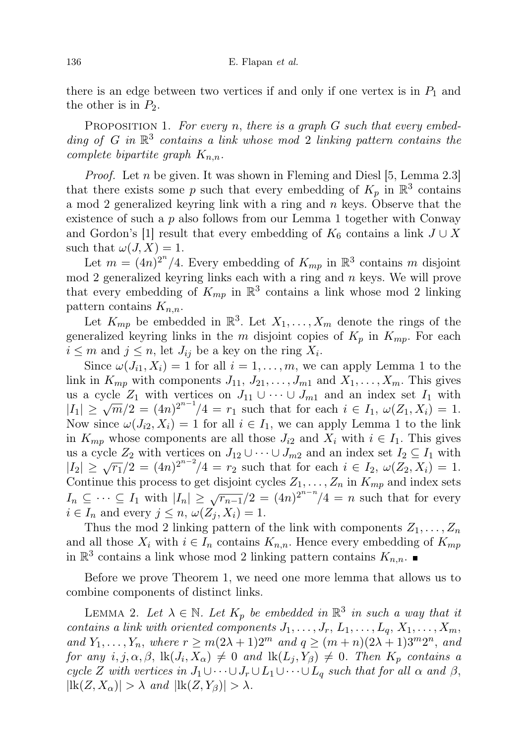there is an edge between two vertices if and only if one vertex is in $P_1$ and the other is in $P_2$.

Proposition 1. *For every $n$, there is a graph $G$ such that every embedding of $G$ in $\mathbb{R}^3$ contains a link whose mod 2 linking pattern contains the complete bipartite graph $K_{n,n}$.*

*Proof.* Let $n$ be given. It was shown in Fleming and Diesl [5, Lemma 2.3] that there exists some $p$ such that every embedding of $K_p$ in $\mathbb{R}^3$ contains a mod 2 generalized keyring link with a ring and $n$ keys. Observe that the existence of such a $p$ also follows from our Lemma 1 together with Conway and Gordon's [1] result that every embedding of $K_6$ contains a link $J \cup X$ such that $\omega(J, X) = 1$.

Let $m = (4n)^{2^n}/4$. Every embedding of $K_{mp}$ in $\mathbb{R}^3$ contains $m$ disjoint mod 2 generalized keyring links each with a ring and $n$ keys. We will prove that every embedding of $K_{mp}$ in $\mathbb{R}^3$ contains a link whose mod 2 linking pattern contains $K_{n,n}$.

Let $K_{mp}$ be embedded in $\mathbb{R}^3$. Let $X_1, \ldots, X_m$ denote the rings of the generalized keyring links in the $m$ disjoint copies of $K_p$ in $K_{mp}$. For each $i \leq m$ and $j \leq n$, let $J_{ij}$ be a key on the ring $X_i$.

Since $\omega(J_{i1}, X_i) = 1$ for all $i = 1, \ldots, m$, we can apply Lemma 1 to the link in $K_{mp}$ with components $J_{11}, J_{21}, \ldots, J_{m1}$ and $X_1, \ldots, X_m$. This gives us a cycle $Z_1$ with vertices on $J_{11} \cup \cdots \cup J_{m1}$ and an index set $I_1$ with $|I_1| \geq \sqrt{m}/2 = (4n)^{2^{n-1}}/4 = r_1$ such that for each $i \in I_1$, $\omega(Z_1, X_i) = 1$. Now since $\omega(J_{i2}, X_i) = 1$ for all $i \in I_1$, we can apply Lemma 1 to the link in $K_{mp}$ whose components are all those $J_{i2}$ and $X_i$ with $i \in I_1$. This gives us a cycle $Z_2$ with vertices on $J_{12} \cup \cdots \cup J_{m2}$ and an index set $I_2 \subseteq I_1$ with $|I_2| \geq \sqrt{r_1}/2 = (4n)^{2^{n-2}}/4 = r_2$ such that for each $i \in I_2$, $\omega(Z_2, X_i) = 1$. Continue this process to get disjoint cycles $Z_1, \ldots, Z_n$ in $K_{mp}$ and index sets $I_n \subseteq \cdots \subseteq I_1$ with $|I_n| \geq \sqrt{r_{n-1}}/2 = (4n)^{2^{n-n}}/4 = n$ such that for every $i \in I_n$ and every $j \leq n$, $\omega(Z_j, X_i) = 1$.

Thus the mod 2 linking pattern of the link with components $Z_1, \ldots, Z_n$ and all those $X_i$ with $i \in I_n$ contains $K_{n,n}$. Hence every embedding of $K_{mp}$ in $\mathbb{R}^3$ contains a link whose mod 2 linking pattern contains $K_{n,n}$. ∎

Before we prove Theorem 1, we need one more lemma that allows us to combine components of distinct links.

Lemma 2. *Let $\lambda \in \mathbb{N}$. Let $K_p$ be embedded in $\mathbb{R}^3$ in such a way that it contains a link with oriented components $J_1, \ldots, J_r$, $L_1, \ldots, L_q$, $X_1, \ldots, X_m$, and $Y_1, \ldots, Y_n$, where $r \geq m(2\lambda + 1)2^m$ and $q \geq (m + n)(2\lambda + 1)3^m 2^n$, and for any $i, j, \alpha, \beta$, $\mathrm{lk}(J_i, X_\alpha) \neq 0$ and $\mathrm{lk}(L_j, Y_\beta) \neq 0$. Then $K_p$ contains a cycle $Z$ with vertices in $J_1 \cup \cdots \cup J_r \cup L_1 \cup \cdots \cup L_q$ such that for all $\alpha$ and $\beta$, $|\mathrm{lk}(Z, X_\alpha)| > \lambda$ and $|\mathrm{lk}(Z, Y_\beta)| > \lambda$.*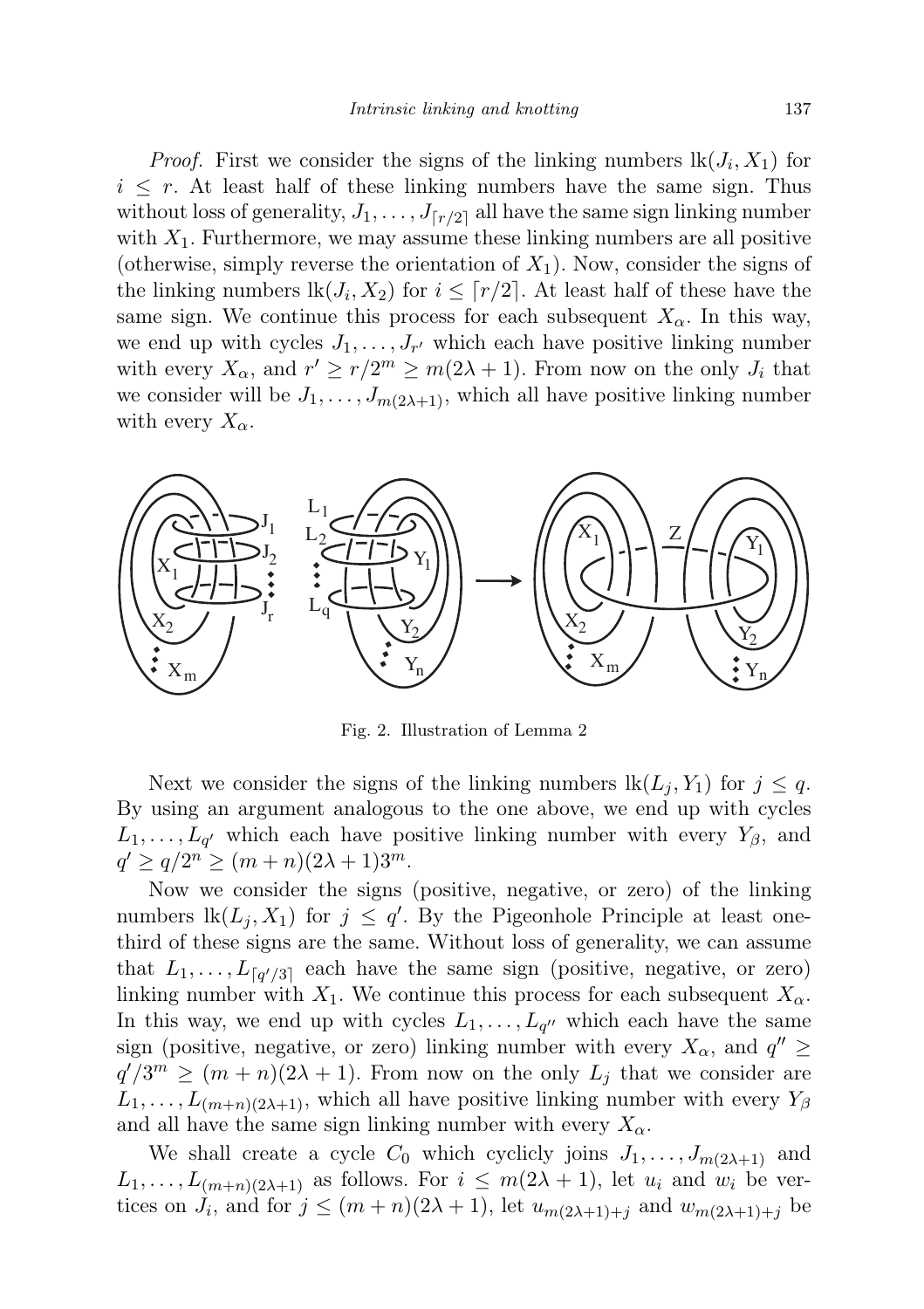*Proof.* First we consider the signs of the linking numbers $\mathrm{lk}(J_i, X_1)$ for $i \le r$. At least half of these linking numbers have the same sign. Thus without loss of generality, $J_1, \ldots, J_{\lceil r/2 \rceil}$ all have the same sign linking number with $X_1$. Furthermore, we may assume these linking numbers are all positive (otherwise, simply reverse the orientation of $X_1$). Now, consider the signs of the linking numbers $\mathrm{lk}(J_i, X_2)$ for $i \le \lceil r/2 \rceil$. At least half of these have the same sign. We continue this process for each subsequent $X_\alpha$. In this way, we end up with cycles $J_1, \ldots, J_{r'}$ which each have positive linking number with every $X_\alpha$, and $r' \ge r/2^m \ge m(2\lambda + 1)$. From now on the only $J_i$ that we consider will be $J_1, \ldots, J_{m(2\lambda+1)}$, which all have positive linking number with every $X_\alpha$.

Fig. 2. Illustration of Lemma 2

Next we consider the signs of the linking numbers $\mathrm{lk}(L_j, Y_1)$ for $j \le q$. By using an argument analogous to the one above, we end up with cycles $L_1, \ldots, L_{q'}$ which each have positive linking number with every $Y_\beta$, and $q' \ge q/2^n \ge (m + n)(2\lambda + 1)3^m$.

Now we consider the signs (positive, negative, or zero) of the linking numbers $\mathrm{lk}(L_j, X_1)$ for $j \le q'$. By the Pigeonhole Principle at least one-third of these signs are the same. Without loss of generality, we can assume that $L_1, \ldots, L_{\lceil q'/3 \rceil}$ each have the same sign (positive, negative, or zero) linking number with $X_1$. We continue this process for each subsequent $X_\alpha$. In this way, we end up with cycles $L_1, \ldots, L_{q''}$ which each have the same sign (positive, negative, or zero) linking number with every $X_\alpha$, and $q'' \ge q'/3^m \ge (m + n)(2\lambda + 1)$. From now on the only $L_j$ that we consider are $L_1, \ldots, L_{(m+n)(2\lambda+1)}$, which all have positive linking number with every $Y_\beta$ and all have the same sign linking number with every $X_\alpha$.

We shall create a cycle $C_0$ which cyclicly joins $J_1, \ldots, J_{m(2\lambda+1)}$ and $L_1, \ldots, L_{(m+n)(2\lambda+1)}$ as follows. For $i \le m(2\lambda + 1)$, let $u_i$ and $w_i$ be vertices on $J_i$, and for $j \le (m + n)(2\lambda + 1)$, let $u_{m(2\lambda+1)+j}$ and $w_{m(2\lambda+1)+j}$ be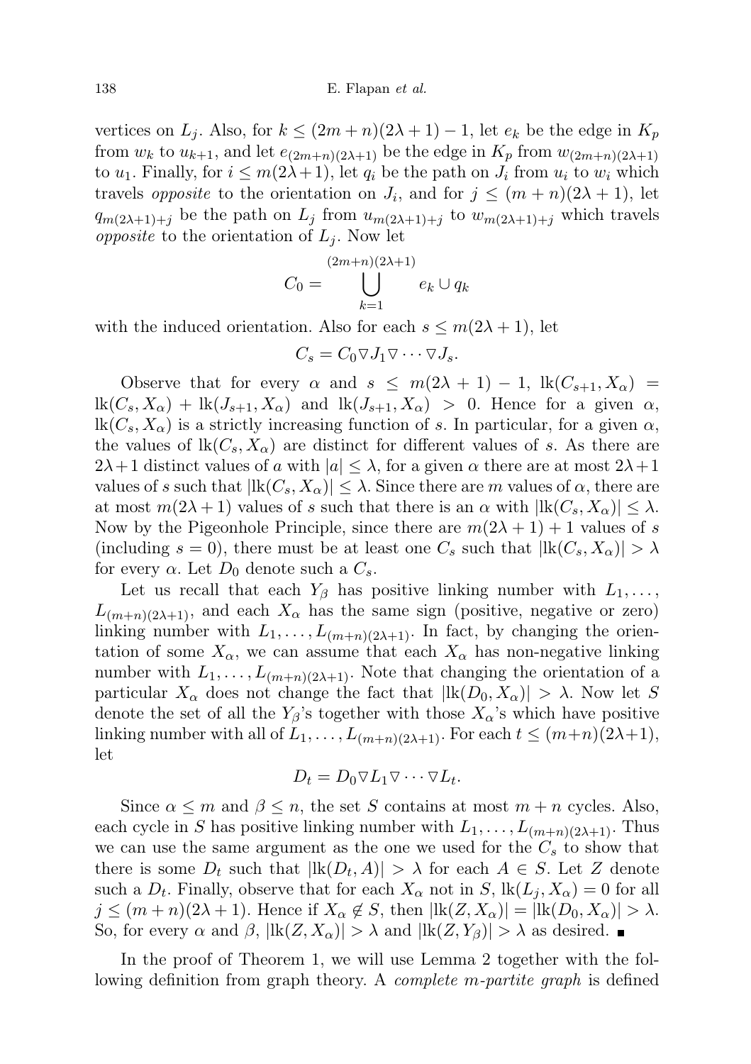vertices on $L_j$. Also, for $k \leq (2m+n)(2\lambda+1)-1$, let $e_k$ be the edge in $K_p$ from $w_k$ to $u_{k+1}$, and let $e_{(2m+n)(2\lambda+1)}$ be the edge in $K_p$ from $w_{(2m+n)(2\lambda+1)}$ to $u_1$. Finally, for $i \leq m(2\lambda+1)$, let $q_i$ be the path on $J_i$ from $u_i$ to $w_i$ which travels *opposite* to the orientation on $J_i$, and for $j \leq (m+n)(2\lambda+1)$, let $q_{m(2\lambda+1)+j}$ be the path on $L_j$ from $u_{m(2\lambda+1)+j}$ to $w_{m(2\lambda+1)+j}$ which travels *opposite* to the orientation of $L_j$. Now let

$$C_0 = \bigcup_{k=1}^{(2m+n)(2\lambda+1)} e_k \cup q_k$$

with the induced orientation. Also for each $s \leq m(2\lambda+1)$, let

$$C_s = C_0 \triangledown J_1 \triangledown \cdots \triangledown J_s.$$

Observe that for every $\alpha$ and $s \leq m(2\lambda+1)-1$, $\mathrm{lk}(C_{s+1}, X_\alpha) = \mathrm{lk}(C_s, X_\alpha) + \mathrm{lk}(J_{s+1}, X_\alpha)$ and $\mathrm{lk}(J_{s+1}, X_\alpha) > 0$. Hence for a given $\alpha$, $\mathrm{lk}(C_s, X_\alpha)$ is a strictly increasing function of $s$. In particular, for a given $\alpha$, the values of $\mathrm{lk}(C_s, X_\alpha)$ are distinct for different values of $s$. As there are $2\lambda+1$ distinct values of $a$ with $|a| \leq \lambda$, for a given $\alpha$ there are at most $2\lambda+1$ values of $s$ such that $|\mathrm{lk}(C_s, X_\alpha)| \leq \lambda$. Since there are $m$ values of $\alpha$, there are at most $m(2\lambda+1)$ values of $s$ such that there is an $\alpha$ with $|\mathrm{lk}(C_s, X_\alpha)| \leq \lambda$. Now by the Pigeonhole Principle, since there are $m(2\lambda+1)+1$ values of $s$ (including $s=0$), there must be at least one $C_s$ such that $|\mathrm{lk}(C_s, X_\alpha)| > \lambda$ for every $\alpha$. Let $D_0$ denote such a $C_s$.

Let us recall that each $Y_\beta$ has positive linking number with $L_1, \ldots, L_{(m+n)(2\lambda+1)}$, and each $X_\alpha$ has the same sign (positive, negative or zero) linking number with $L_1, \ldots, L_{(m+n)(2\lambda+1)}$. In fact, by changing the orientation of some $X_\alpha$, we can assume that each $X_\alpha$ has non-negative linking number with $L_1, \ldots, L_{(m+n)(2\lambda+1)}$. Note that changing the orientation of a particular $X_\alpha$ does not change the fact that $|\mathrm{lk}(D_0, X_\alpha)| > \lambda$. Now let $S$ denote the set of all the $Y_\beta$'s together with those $X_\alpha$'s which have positive linking number with all of $L_1, \ldots, L_{(m+n)(2\lambda+1)}$. For each $t \leq (m+n)(2\lambda+1)$, let

$$D_t = D_0 \triangledown L_1 \triangledown \cdots \triangledown L_t.$$

Since $\alpha \leq m$ and $\beta \leq n$, the set $S$ contains at most $m+n$ cycles. Also, each cycle in $S$ has positive linking number with $L_1, \ldots, L_{(m+n)(2\lambda+1)}$. Thus we can use the same argument as the one we used for the $C_s$ to show that there is some $D_t$ such that $|\mathrm{lk}(D_t, A)| > \lambda$ for each $A \in S$. Let $Z$ denote such a $D_t$. Finally, observe that for each $X_\alpha$ not in $S$, $\mathrm{lk}(L_j, X_\alpha) = 0$ for all $j \leq (m+n)(2\lambda+1)$. Hence if $X_\alpha \notin S$, then $|\mathrm{lk}(Z, X_\alpha)| = |\mathrm{lk}(D_0, X_\alpha)| > \lambda$. So, for every $\alpha$ and $\beta$, $|\mathrm{lk}(Z, X_\alpha)| > \lambda$ and $|\mathrm{lk}(Z, Y_\beta)| > \lambda$ as desired. ∎

In the proof of Theorem 1, we will use Lemma 2 together with the following definition from graph theory. A *complete m-partite graph* is defined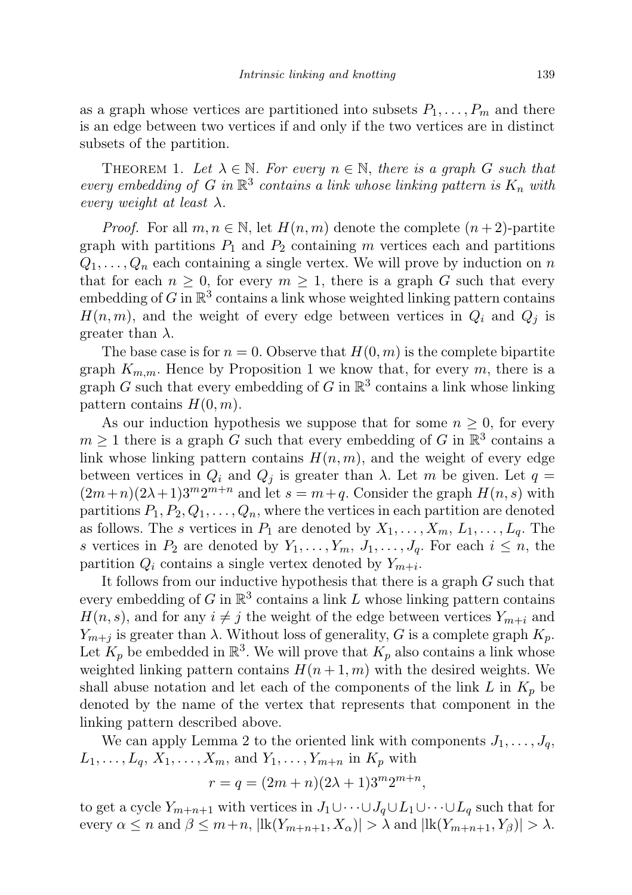as a graph whose vertices are partitioned into subsets $P_1, \dots, P_m$ and there is an edge between two vertices if and only if the two vertices are in distinct subsets of the partition.

Theorem 1. *Let $\lambda \in \mathbb{N}$. For every $n \in \mathbb{N}$, there is a graph $G$ such that every embedding of $G$ in $\mathbb{R}^3$ contains a link whose linking pattern is $K_n$ with every weight at least $\lambda$.*

*Proof.* For all $m, n \in \mathbb{N}$, let $H(n,m)$ denote the complete $(n+2)$-partite graph with partitions $P_1$ and $P_2$ containing $m$ vertices each and partitions $Q_1, \dots, Q_n$ each containing a single vertex. We will prove by induction on $n$ that for each $n \geq 0$, for every $m \geq 1$, there is a graph $G$ such that every embedding of $G$ in $\mathbb{R}^3$ contains a link whose weighted linking pattern contains $H(n,m)$, and the weight of every edge between vertices in $Q_i$ and $Q_j$ is greater than $\lambda$.

The base case is for $n = 0$. Observe that $H(0,m)$ is the complete bipartite graph $K_{m,m}$. Hence by Proposition 1 we know that, for every $m$, there is a graph $G$ such that every embedding of $G$ in $\mathbb{R}^3$ contains a link whose linking pattern contains $H(0,m)$.

As our induction hypothesis we suppose that for some $n \geq 0$, for every $m \geq 1$ there is a graph $G$ such that every embedding of $G$ in $\mathbb{R}^3$ contains a link whose linking pattern contains $H(n,m)$, and the weight of every edge between vertices in $Q_i$ and $Q_j$ is greater than $\lambda$. Let $m$ be given. Let $q = (2m+n)(2\lambda+1)3^m 2^{m+n}$ and let $s = m + q$. Consider the graph $H(n,s)$ with partitions $P_1, P_2, Q_1, \dots, Q_n$, where the vertices in each partition are denoted as follows. The $s$ vertices in $P_1$ are denoted by $X_1, \dots, X_m$, $L_1, \dots, L_q$. The $s$ vertices in $P_2$ are denoted by $Y_1, \dots, Y_m$, $J_1, \dots, J_q$. For each $i \leq n$, the partition $Q_i$ contains a single vertex denoted by $Y_{m+i}$.

It follows from our inductive hypothesis that there is a graph $G$ such that every embedding of $G$ in $\mathbb{R}^3$ contains a link $L$ whose linking pattern contains $H(n,s)$, and for any $i \neq j$ the weight of the edge between vertices $Y_{m+i}$ and $Y_{m+j}$ is greater than $\lambda$. Without loss of generality, $G$ is a complete graph $K_p$. Let $K_p$ be embedded in $\mathbb{R}^3$. We will prove that $K_p$ also contains a link whose weighted linking pattern contains $H(n+1,m)$ with the desired weights. We shall abuse notation and let each of the components of the link $L$ in $K_p$ be denoted by the name of the vertex that represents that component in the linking pattern described above.

We can apply Lemma 2 to the oriented link with components $J_1, \dots, J_q$, $L_1, \dots, L_q$, $X_1, \dots, X_m$, and $Y_1, \dots, Y_{m+n}$ in $K_p$ with

$$r = q = (2m+n)(2\lambda+1)3^m 2^{m+n},$$

to get a cycle $Y_{m+n+1}$ with vertices in $J_1 \cup \dots \cup J_q \cup L_1 \cup \dots \cup L_q$ such that for every $\alpha \leq n$ and $\beta \leq m+n$, $|\mathrm{lk}(Y_{m+n+1}, X_\alpha)| > \lambda$ and $|\mathrm{lk}(Y_{m+n+1}, Y_\beta)| > \lambda$.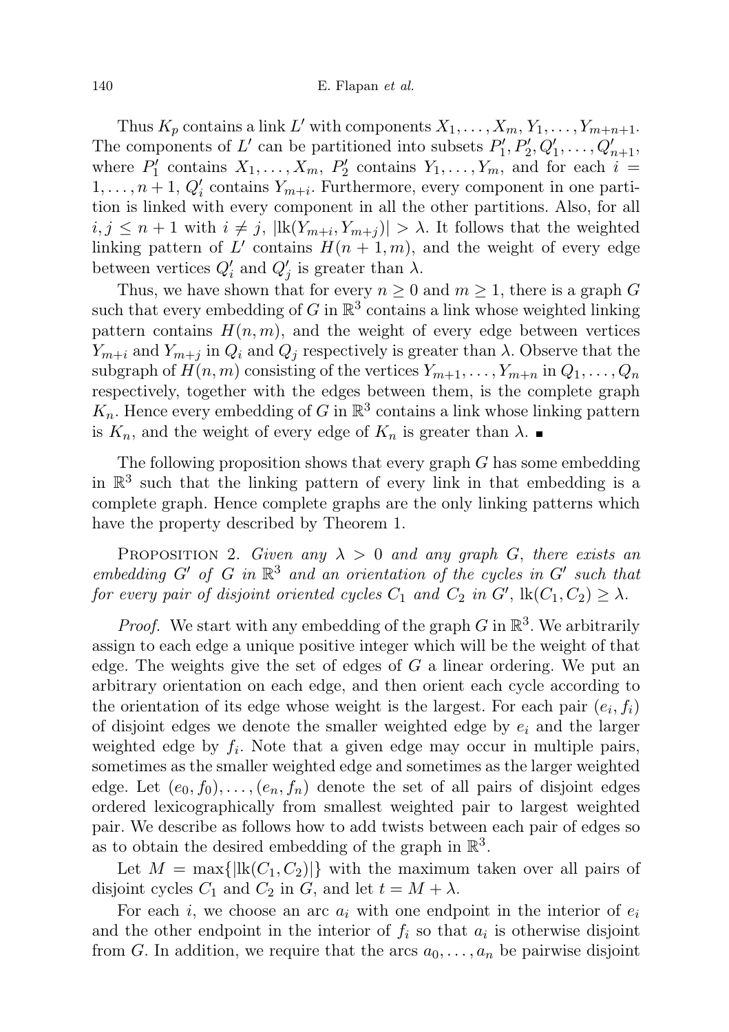Thus $K_p$ contains a link $L'$ with components $X_1, \ldots, X_m, Y_1, \ldots, Y_{m+n+1}$. The components of $L'$ can be partitioned into subsets $P_1', P_2', Q_1', \ldots, Q_{n+1}'$, where $P_1'$ contains $X_1, \ldots, X_m$, $P_2'$ contains $Y_1, \ldots, Y_m$, and for each $i = 1, \ldots, n+1$, $Q_i'$ contains $Y_{m+i}$. Furthermore, every component in one partition is linked with every component in all the other partitions. Also, for all $i, j \leq n+1$ with $i \neq j$, $|\mathrm{lk}(Y_{m+i}, Y_{m+j})| > \lambda$. It follows that the weighted linking pattern of $L'$ contains $H(n+1, m)$, and the weight of every edge between vertices $Q_i'$ and $Q_j'$ is greater than $\lambda$.

Thus, we have shown that for every $n \geq 0$ and $m \geq 1$, there is a graph $G$ such that every embedding of $G$ in $\mathbb{R}^3$ contains a link whose weighted linking pattern contains $H(n, m)$, and the weight of every edge between vertices $Y_{m+i}$ and $Y_{m+j}$ in $Q_i$ and $Q_j$ respectively is greater than $\lambda$. Observe that the subgraph of $H(n, m)$ consisting of the vertices $Y_{m+1}, \ldots, Y_{m+n}$ in $Q_1, \ldots, Q_n$ respectively, together with the edges between them, is the complete graph $K_n$. Hence every embedding of $G$ in $\mathbb{R}^3$ contains a link whose linking pattern is $K_n$, and the weight of every edge of $K_n$ is greater than $\lambda$. ∎

The following proposition shows that every graph $G$ has some embedding in $\mathbb{R}^3$ such that the linking pattern of every link in that embedding is a complete graph. Hence complete graphs are the only linking patterns which have the property described by Theorem 1.

Proposition 2. *Given any $\lambda > 0$ and any graph $G$, there exists an embedding $G'$ of $G$ in $\mathbb{R}^3$ and an orientation of the cycles in $G'$ such that for every pair of disjoint oriented cycles $C_1$ and $C_2$ in $G'$, $\mathrm{lk}(C_1, C_2) \geq \lambda$.*

*Proof.* We start with any embedding of the graph $G$ in $\mathbb{R}^3$. We arbitrarily assign to each edge a unique positive integer which will be the weight of that edge. The weights give the set of edges of $G$ a linear ordering. We put an arbitrary orientation on each edge, and then orient each cycle according to the orientation of its edge whose weight is the largest. For each pair $(e_i, f_i)$ of disjoint edges we denote the smaller weighted edge by $e_i$ and the larger weighted edge by $f_i$. Note that a given edge may occur in multiple pairs, sometimes as the smaller weighted edge and sometimes as the larger weighted edge. Let $(e_0, f_0), \ldots, (e_n, f_n)$ denote the set of all pairs of disjoint edges ordered lexicographically from smallest weighted pair to largest weighted pair. We describe as follows how to add twists between each pair of edges so as to obtain the desired embedding of the graph in $\mathbb{R}^3$.

Let $M = \max\{|\mathrm{lk}(C_1, C_2)|\}$ with the maximum taken over all pairs of disjoint cycles $C_1$ and $C_2$ in $G$, and let $t = M + \lambda$.

For each $i$, we choose an arc $a_i$ with one endpoint in the interior of $e_i$ and the other endpoint in the interior of $f_i$ so that $a_i$ is otherwise disjoint from $G$. In addition, we require that the arcs $a_0, \ldots, a_n$ be pairwise disjoint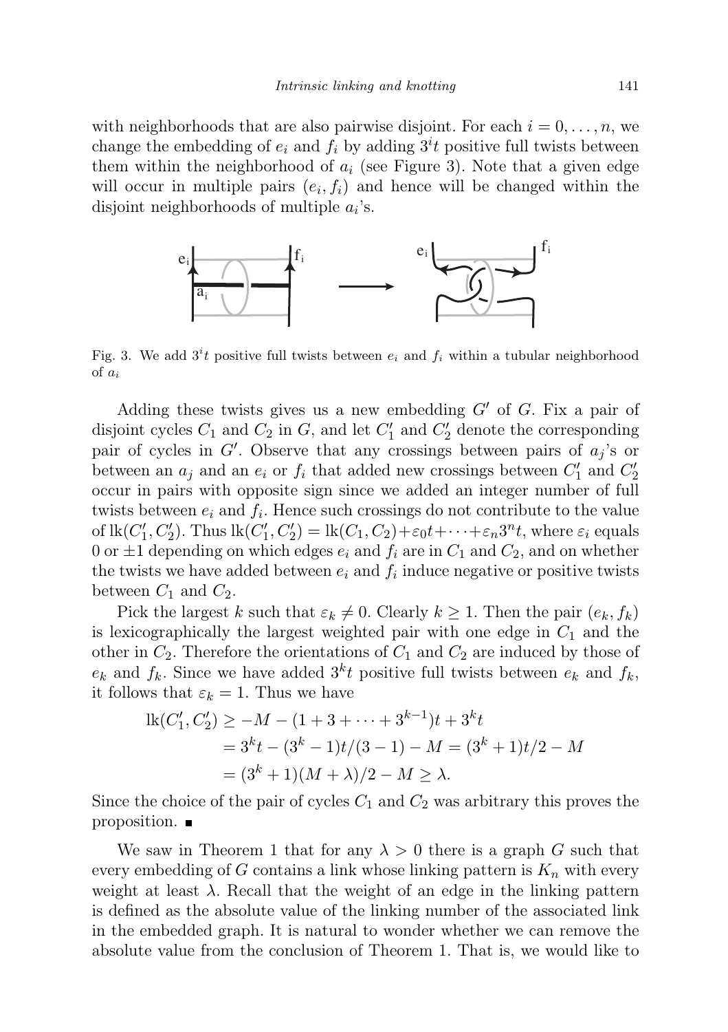with neighborhoods that are also pairwise disjoint. For each $i = 0, \ldots, n$, we change the embedding of $e_i$ and $f_i$ by adding $3^i t$ positive full twists between them within the neighborhood of $a_i$ (see Figure 3). Note that a given edge will occur in multiple pairs $(e_i, f_i)$ and hence will be changed within the disjoint neighborhoods of multiple $a_i$'s.

Fig. 3. We add $3^i t$ positive full twists between $e_i$ and $f_i$ within a tubular neighborhood of $a_i$

Adding these twists gives us a new embedding $G'$ of $G$. Fix a pair of disjoint cycles $C_1$ and $C_2$ in $G$, and let $C_1'$ and $C_2'$ denote the corresponding pair of cycles in $G'$. Observe that any crossings between pairs of $a_j$'s or between an $a_j$ and an $e_i$ or $f_i$ that added new crossings between $C_1'$ and $C_2'$ occur in pairs with opposite sign since we added an integer number of full twists between $e_i$ and $f_i$. Hence such crossings do not contribute to the value of $\operatorname{lk}(C_1', C_2')$. Thus $\operatorname{lk}(C_1', C_2') = \operatorname{lk}(C_1, C_2) + \varepsilon_0 t + \cdots + \varepsilon_n 3^n t$, where $\varepsilon_i$ equals 0 or $\pm 1$ depending on which edges $e_i$ and $f_i$ are in $C_1$ and $C_2$, and on whether the twists we have added between $e_i$ and $f_i$ induce negative or positive twists between $C_1$ and $C_2$.

Pick the largest $k$ such that $\varepsilon_k \neq 0$. Clearly $k \geq 1$. Then the pair $(e_k, f_k)$ is lexicographically the largest weighted pair with one edge in $C_1$ and the other in $C_2$. Therefore the orientations of $C_1$ and $C_2$ are induced by those of $e_k$ and $f_k$. Since we have added $3^k t$ positive full twists between $e_k$ and $f_k$, it follows that $\varepsilon_k = 1$. Thus we have

$$
\begin{aligned}
\operatorname{lk}(C_1', C_2') &\geq -M - (1 + 3 + \cdots + 3^{k-1})t + 3^k t \\
&= 3^k t - (3^k - 1)t/(3-1) - M = (3^k + 1)t/2 - M \\
&= (3^k + 1)(M + \lambda)/2 - M \geq \lambda.
\end{aligned}
$$

Since the choice of the pair of cycles $C_1$ and $C_2$ was arbitrary this proves the proposition. ∎

We saw in Theorem 1 that for any $\lambda > 0$ there is a graph $G$ such that every embedding of $G$ contains a link whose linking pattern is $K_n$ with every weight at least $\lambda$. Recall that the weight of an edge in the linking pattern is defined as the absolute value of the linking number of the associated link in the embedded graph. It is natural to wonder whether we can remove the absolute value from the conclusion of Theorem 1. That is, we would like to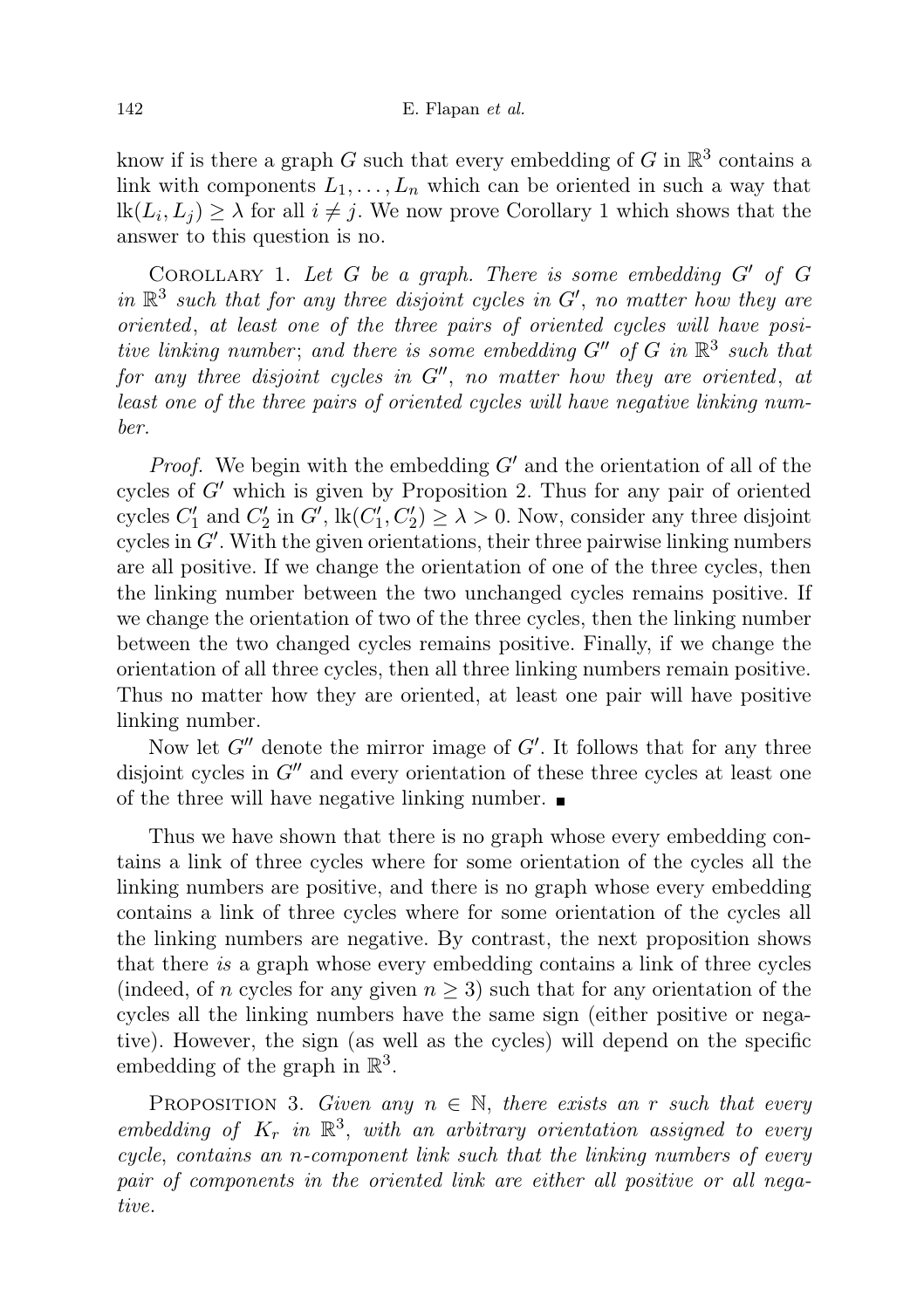know if is there a graph $G$ such that every embedding of $G$ in $\mathbb{R}^3$ contains a link with components $L_1, \ldots, L_n$ which can be oriented in such a way that $\mathrm{lk}(L_i, L_j) \geq \lambda$ for all $i \neq j$. We now prove Corollary 1 which shows that the answer to this question is no.

COROLLARY 1. *Let $G$ be a graph. There is some embedding $G'$ of $G$ in $\mathbb{R}^3$ such that for any three disjoint cycles in $G'$, no matter how they are oriented, at least one of the three pairs of oriented cycles will have positive linking number*; *and there is some embedding $G''$ of $G$ in $\mathbb{R}^3$ such that for any three disjoint cycles in $G''$, no matter how they are oriented, at least one of the three pairs of oriented cycles will have negative linking number.*

*Proof.* We begin with the embedding $G'$ and the orientation of all of the cycles of $G'$ which is given by Proposition 2. Thus for any pair of oriented cycles $C_1'$ and $C_2'$ in $G'$, $\mathrm{lk}(C_1', C_2') \geq \lambda > 0$. Now, consider any three disjoint cycles in $G'$. With the given orientations, their three pairwise linking numbers are all positive. If we change the orientation of one of the three cycles, then the linking number between the two unchanged cycles remains positive. If we change the orientation of two of the three cycles, then the linking number between the two changed cycles remains positive. Finally, if we change the orientation of all three cycles, then all three linking numbers remain positive. Thus no matter how they are oriented, at least one pair will have positive linking number.

Now let $G''$ denote the mirror image of $G'$. It follows that for any three disjoint cycles in $G''$ and every orientation of these three cycles at least one of the three will have negative linking number. ∎

Thus we have shown that there is no graph whose every embedding contains a link of three cycles where for some orientation of the cycles all the linking numbers are positive, and there is no graph whose every embedding contains a link of three cycles where for some orientation of the cycles all the linking numbers are negative. By contrast, the next proposition shows that there *is* a graph whose every embedding contains a link of three cycles (indeed, of $n$ cycles for any given $n \geq 3$) such that for any orientation of the cycles all the linking numbers have the same sign (either positive or negative). However, the sign (as well as the cycles) will depend on the specific embedding of the graph in $\mathbb{R}^3$.

PROPOSITION 3. *Given any $n \in \mathbb{N}$, there exists an $r$ such that every embedding of $K_r$ in $\mathbb{R}^3$, with an arbitrary orientation assigned to every cycle, contains an $n$-component link such that the linking numbers of every pair of components in the oriented link are either all positive or all negative.*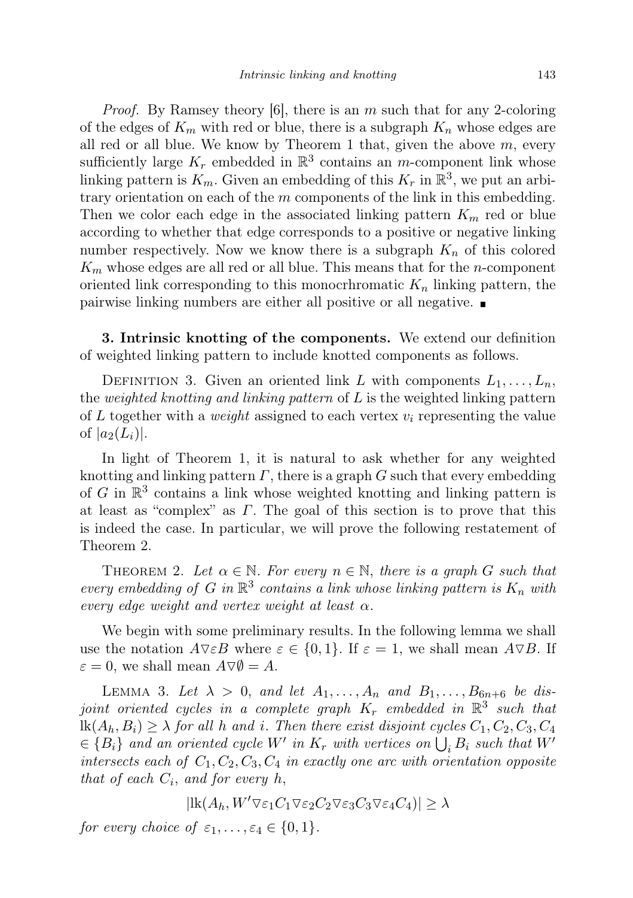*Proof.* By Ramsey theory [6], there is an $m$ such that for any 2-coloring of the edges of $K_m$ with red or blue, there is a subgraph $K_n$ whose edges are all red or all blue. We know by Theorem 1 that, given the above $m$, every sufficiently large $K_r$ embedded in $\mathbb{R}^3$ contains an $m$-component link whose linking pattern is $K_m$. Given an embedding of this $K_r$ in $\mathbb{R}^3$, we put an arbitrary orientation on each of the $m$ components of the link in this embedding. Then we color each edge in the associated linking pattern $K_m$ red or blue according to whether that edge corresponds to a positive or negative linking number respectively. Now we know there is a subgraph $K_n$ of this colored $K_m$ whose edges are all red or all blue. This means that for the $n$-component oriented link corresponding to this monocrhromatic $K_n$ linking pattern, the pairwise linking numbers are either all positive or all negative. ∎

**3. Intrinsic knotting of the components.** We extend our definition of weighted linking pattern to include knotted components as follows.

DEFINITION 3. Given an oriented link $L$ with components $L_1, \ldots, L_n$, the *weighted knotting and linking pattern* of $L$ is the weighted linking pattern of $L$ together with a *weight* assigned to each vertex $v_i$ representing the value of $|a_2(L_i)|$.

In light of Theorem 1, it is natural to ask whether for any weighted knotting and linking pattern $\Gamma$, there is a graph $G$ such that every embedding of $G$ in $\mathbb{R}^3$ contains a link whose weighted knotting and linking pattern is at least as "complex" as $\Gamma$. The goal of this section is to prove that this is indeed the case. In particular, we will prove the following restatement of Theorem 2.

THEOREM 2. *Let $\alpha \in \mathbb{N}$. For every $n \in \mathbb{N}$, there is a graph $G$ such that every embedding of $G$ in $\mathbb{R}^3$ contains a link whose linking pattern is $K_n$ with every edge weight and vertex weight at least $\alpha$.*

We begin with some preliminary results. In the following lemma we shall use the notation $A \nabla \varepsilon B$ where $\varepsilon \in \{0,1\}$. If $\varepsilon = 1$, we shall mean $A \nabla B$. If $\varepsilon = 0$, we shall mean $A \nabla \emptyset = A$.

LEMMA 3. *Let $\lambda > 0$, and let $A_1, \ldots, A_n$ and $B_1, \ldots, B_{6n+6}$ be disjoint oriented cycles in a complete graph $K_r$ embedded in $\mathbb{R}^3$ such that $\mathrm{lk}(A_h, B_i) \geq \lambda$ for all $h$ and $i$. Then there exist disjoint cycles $C_1, C_2, C_3, C_4 \in \{B_i\}$ and an oriented cycle $W'$ in $K_r$ with vertices on $\bigcup_i B_i$ such that $W'$ intersects each of $C_1, C_2, C_3, C_4$ in exactly one arc with orientation opposite that of each $C_i$, and for every $h$,*

$$|\mathrm{lk}(A_h, W' \nabla \varepsilon_1 C_1 \nabla \varepsilon_2 C_2 \nabla \varepsilon_3 C_3 \nabla \varepsilon_4 C_4)| \geq \lambda$$

*for every choice of $\varepsilon_1, \ldots, \varepsilon_4 \in \{0,1\}$.*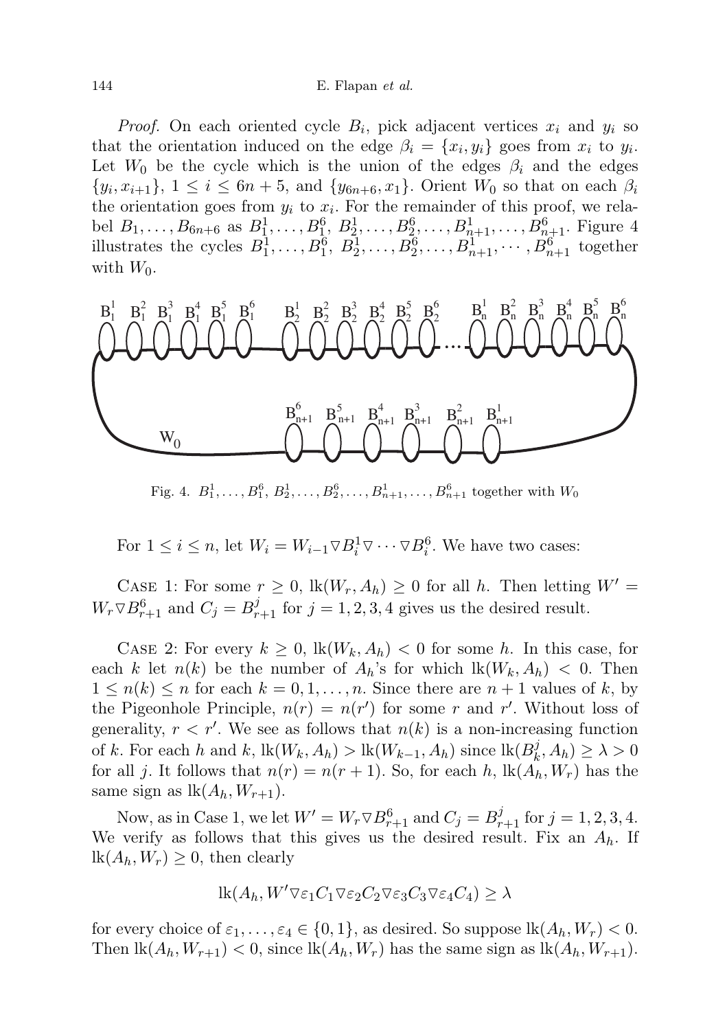*Proof.* On each oriented cycle $B_i$, pick adjacent vertices $x_i$ and $y_i$ so that the orientation induced on the edge $\beta_i = \{x_i, y_i\}$ goes from $x_i$ to $y_i$. Let $W_0$ be the cycle which is the union of the edges $\beta_i$ and the edges $\{y_i, x_{i+1}\}$, $1 \le i \le 6n+5$, and $\{y_{6n+6}, x_1\}$. Orient $W_0$ so that on each $\beta_i$ the orientation goes from $y_i$ to $x_i$. For the remainder of this proof, we relabel $B_1, \ldots, B_{6n+6}$ as $B_1^1, \ldots, B_1^6$, $B_2^1, \ldots, B_2^6, \ldots, B_{n+1}^1, \ldots, B_{n+1}^6$. Figure 4 illustrates the cycles $B_1^1, \ldots, B_1^6$, $B_2^1, \ldots, B_2^6, \ldots, B_{n+1}^1, \cdots, B_{n+1}^6$ together with $W_0$.

Fig. 4. $B_1^1, \ldots, B_1^6$, $B_2^1, \ldots, B_2^6, \ldots, B_{n+1}^1, \ldots, B_{n+1}^6$ together with $W_0$

For $1 \le i \le n$, let $W_i = W_{i-1} \triangledown B_i^1 \triangledown \cdots \triangledown B_i^6$. We have two cases:

Case 1: For some $r \ge 0$, $\mathrm{lk}(W_r, A_h) \ge 0$ for all $h$. Then letting $W' = W_r \triangledown B_{r+1}^6$ and $C_j = B_{r+1}^j$ for $j = 1, 2, 3, 4$ gives us the desired result.

Case 2: For every $k \ge 0$, $\mathrm{lk}(W_k, A_h) < 0$ for some $h$. In this case, for each $k$ let $n(k)$ be the number of $A_h$'s for which $\mathrm{lk}(W_k, A_h) < 0$. Then $1 \le n(k) \le n$ for each $k = 0, 1, \ldots, n$. Since there are $n+1$ values of $k$, by the Pigeonhole Principle, $n(r) = n(r')$ for some $r$ and $r'$. Without loss of generality, $r < r'$. We see as follows that $n(k)$ is a non-increasing function of $k$. For each $h$ and $k$, $\mathrm{lk}(W_k, A_h) > \mathrm{lk}(W_{k-1}, A_h)$ since $\mathrm{lk}(B_k^j, A_h) \ge \lambda > 0$ for all $j$. It follows that $n(r) = n(r+1)$. So, for each $h$, $\mathrm{lk}(A_h, W_r)$ has the same sign as $\mathrm{lk}(A_h, W_{r+1})$.

Now, as in Case 1, we let $W' = W_r \triangledown B_{r+1}^6$ and $C_j = B_{r+1}^j$ for $j = 1, 2, 3, 4$. We verify as follows that this gives us the desired result. Fix an $A_h$. If $\mathrm{lk}(A_h, W_r) \ge 0$, then clearly

$$\mathrm{lk}(A_h, W' \triangledown \varepsilon_1 C_1 \triangledown \varepsilon_2 C_2 \triangledown \varepsilon_3 C_3 \triangledown \varepsilon_4 C_4) \ge \lambda$$

for every choice of $\varepsilon_1, \ldots, \varepsilon_4 \in \{0, 1\}$, as desired. So suppose $\mathrm{lk}(A_h, W_r) < 0$. Then $\mathrm{lk}(A_h, W_{r+1}) < 0$, since $\mathrm{lk}(A_h, W_r)$ has the same sign as $\mathrm{lk}(A_h, W_{r+1})$.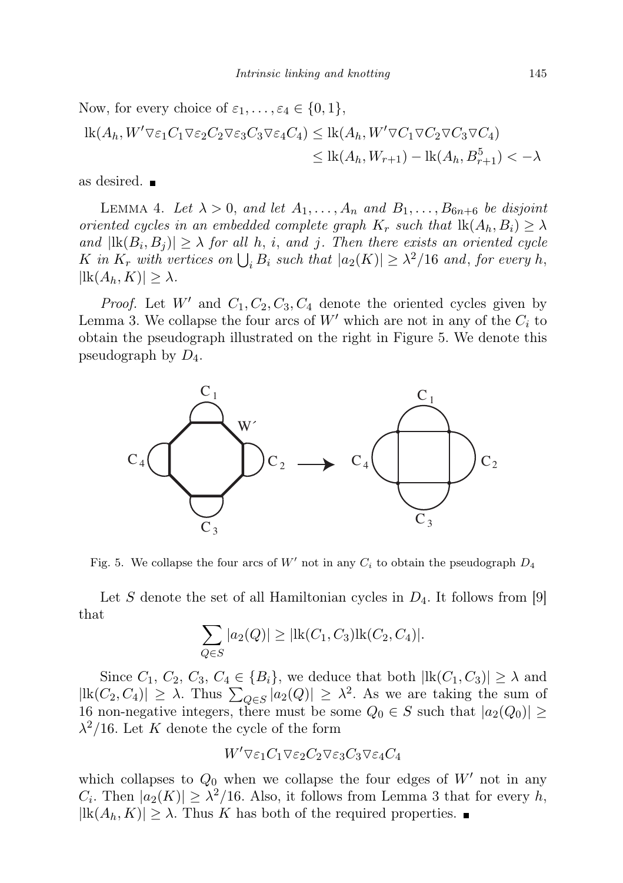Now, for every choice of $\varepsilon_1, \ldots, \varepsilon_4 \in \{0, 1\}$,

$$
\begin{aligned}
\mathrm{lk}(A_h, W' \triangledown \varepsilon_1 C_1 \triangledown \varepsilon_2 C_2 \triangledown \varepsilon_3 C_3 \triangledown \varepsilon_4 C_4) &\leq \mathrm{lk}(A_h, W' \triangledown C_1 \triangledown C_2 \triangledown C_3 \triangledown C_4) \\
&\leq \mathrm{lk}(A_h, W_{r+1}) - \mathrm{lk}(A_h, B^5_{r+1}) < -\lambda
\end{aligned}
$$

as desired. ∎

Lemma 4. *Let $\lambda > 0$, and let $A_1, \ldots, A_n$ and $B_1, \ldots, B_{6n+6}$ be disjoint oriented cycles in an embedded complete graph $K_r$ such that $\mathrm{lk}(A_h, B_i) \geq \lambda$ and $|\mathrm{lk}(B_i, B_j)| \geq \lambda$ for all $h$, $i$, and $j$. Then there exists an oriented cycle $K$ in $K_r$ with vertices on $\bigcup_i B_i$ such that $|a_2(K)| \geq \lambda^2/16$ and, for every $h$, $|\mathrm{lk}(A_h, K)| \geq \lambda$.*

*Proof.* Let $W'$ and $C_1, C_2, C_3, C_4$ denote the oriented cycles given by Lemma 3. We collapse the four arcs of $W'$ which are not in any of the $C_i$ to obtain the pseudograph illustrated on the right in Figure 5. We denote this pseudograph by $D_4$.

Fig. 5. We collapse the four arcs of $W'$ not in any $C_i$ to obtain the pseudograph $D_4$

Let $S$ denote the set of all Hamiltonian cycles in $D_4$. It follows from [9] that

$$
\sum_{Q \in S} |a_2(Q)| \geq |\mathrm{lk}(C_1, C_3)\mathrm{lk}(C_2, C_4)|.
$$

Since $C_1$, $C_2$, $C_3$, $C_4 \in \{B_i\}$, we deduce that both $|\mathrm{lk}(C_1, C_3)| \geq \lambda$ and $|\mathrm{lk}(C_2, C_4)| \geq \lambda$. Thus $\sum_{Q \in S} |a_2(Q)| \geq \lambda^2$. As we are taking the sum of 16 non-negative integers, there must be some $Q_0 \in S$ such that $|a_2(Q_0)| \geq \lambda^2/16$. Let $K$ denote the cycle of the form

$$
W' \triangledown \varepsilon_1 C_1 \triangledown \varepsilon_2 C_2 \triangledown \varepsilon_3 C_3 \triangledown \varepsilon_4 C_4
$$

which collapses to $Q_0$ when we collapse the four edges of $W'$ not in any $C_i$. Then $|a_2(K)| \geq \lambda^2/16$. Also, it follows from Lemma 3 that for every $h$, $|\mathrm{lk}(A_h, K)| \geq \lambda$. Thus $K$ has both of the required properties. ∎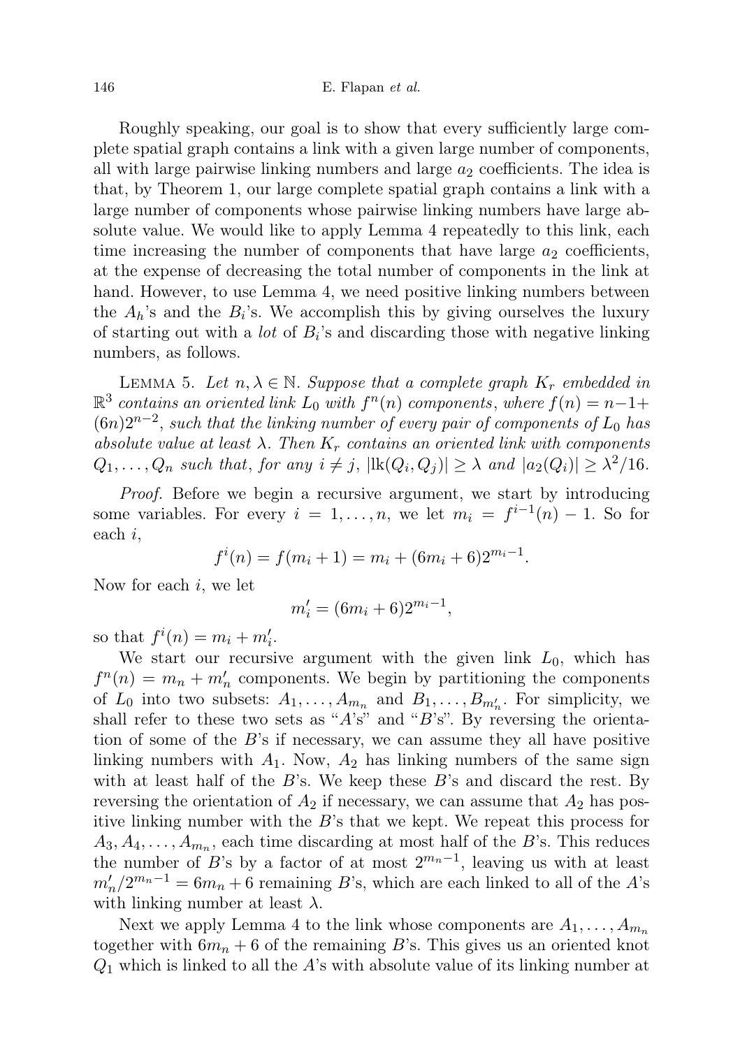Roughly speaking, our goal is to show that every sufficiently large complete spatial graph contains a link with a given large number of components, all with large pairwise linking numbers and large $a_2$ coefficients. The idea is that, by Theorem 1, our large complete spatial graph contains a link with a large number of components whose pairwise linking numbers have large absolute value. We would like to apply Lemma 4 repeatedly to this link, each time increasing the number of components that have large $a_2$ coefficients, at the expense of decreasing the total number of components in the link at hand. However, to use Lemma 4, we need positive linking numbers between the $A_h$'s and the $B_i$'s. We accomplish this by giving ourselves the luxury of starting out with a *lot* of $B_i$'s and discarding those with negative linking numbers, as follows.

Lemma 5. *Let $n, \lambda \in \mathbb{N}$. Suppose that a complete graph $K_r$ embedded in $\mathbb{R}^3$ contains an oriented link $L_0$ with $f^n(n)$ components, where $f(n) = n-1+(6n)2^{n-2}$, such that the linking number of every pair of components of $L_0$ has absolute value at least $\lambda$. Then $K_r$ contains an oriented link with components $Q_1, \dots, Q_n$ such that, for any $i \neq j$, $|\mathrm{lk}(Q_i, Q_j)| \geq \lambda$ and $|a_2(Q_i)| \geq \lambda^2/16$.*

*Proof.* Before we begin a recursive argument, we start by introducing some variables. For every $i = 1, \dots, n$, we let $m_i = f^{i-1}(n) - 1$. So for each $i$,

$$f^i(n) = f(m_i + 1) = m_i + (6m_i + 6)2^{m_i - 1}.$$

Now for each $i$, we let

$$m_i' = (6m_i + 6)2^{m_i - 1},$$

so that $f^i(n) = m_i + m_i'$.

We start our recursive argument with the given link $L_0$, which has $f^n(n) = m_n + m_n'$ components. We begin by partitioning the components of $L_0$ into two subsets: $A_1, \dots, A_{m_n}$ and $B_1, \dots, B_{m_n'}$. For simplicity, we shall refer to these two sets as "$A$'s" and "$B$'s". By reversing the orientation of some of the $B$'s if necessary, we can assume they all have positive linking numbers with $A_1$. Now, $A_2$ has linking numbers of the same sign with at least half of the $B$'s. We keep these $B$'s and discard the rest. By reversing the orientation of $A_2$ if necessary, we can assume that $A_2$ has positive linking number with the $B$'s that we kept. We repeat this process for $A_3, A_4, \dots, A_{m_n}$, each time discarding at most half of the $B$'s. This reduces the number of $B$'s by a factor of at most $2^{m_n - 1}$, leaving us with at least $m_n'/2^{m_n-1} = 6m_n + 6$ remaining $B$'s, which are each linked to all of the $A$'s with linking number at least $\lambda$.

Next we apply Lemma 4 to the link whose components are $A_1, \dots, A_{m_n}$ together with $6m_n + 6$ of the remaining $B$'s. This gives us an oriented knot $Q_1$ which is linked to all the $A$'s with absolute value of its linking number at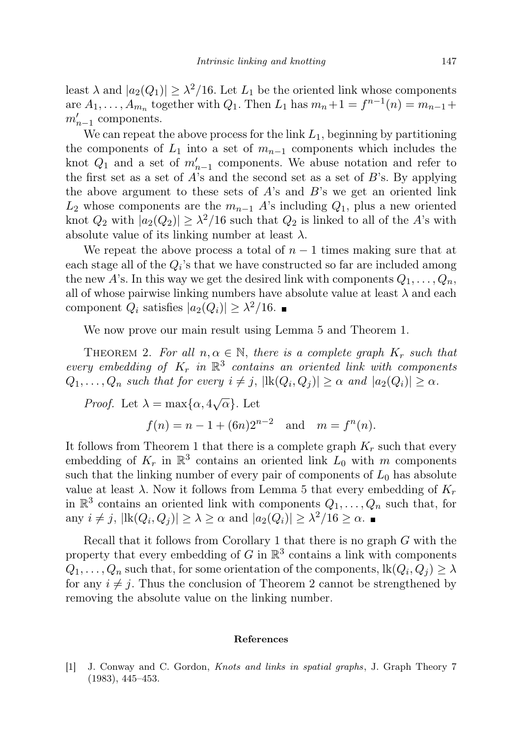least $\lambda$ and $|a_2(Q_1)| \geq \lambda^2/16$. Let $L_1$ be the oriented link whose components are $A_1, \ldots, A_{m_n}$ together with $Q_1$. Then $L_1$ has $m_n + 1 = f^{n-1}(n) = m_{n-1} + m'_{n-1}$ components.

We can repeat the above process for the link $L_1$, beginning by partitioning the components of $L_1$ into a set of $m_{n-1}$ components which includes the knot $Q_1$ and a set of $m'_{n-1}$ components. We abuse notation and refer to the first set as a set of $A$'s and the second set as a set of $B$'s. By applying the above argument to these sets of $A$'s and $B$'s we get an oriented link $L_2$ whose components are the $m_{n-1}$ $A$'s including $Q_1$, plus a new oriented knot $Q_2$ with $|a_2(Q_2)| \geq \lambda^2/16$ such that $Q_2$ is linked to all of the $A$'s with absolute value of its linking number at least $\lambda$.

We repeat the above process a total of $n-1$ times making sure that at each stage all of the $Q_i$'s that we have constructed so far are included among the new $A$'s. In this way we get the desired link with components $Q_1, \ldots, Q_n$, all of whose pairwise linking numbers have absolute value at least $\lambda$ and each component $Q_i$ satisfies $|a_2(Q_i)| \geq \lambda^2/16$. ∎

We now prove our main result using Lemma 5 and Theorem 1.

Theorem 2. *For all $n, \alpha \in \mathbb{N}$, there is a complete graph $K_r$ such that every embedding of $K_r$ in $\mathbb{R}^3$ contains an oriented link with components $Q_1, \ldots, Q_n$ such that for every $i \neq j$, $|\mathrm{lk}(Q_i, Q_j)| \geq \alpha$ and $|a_2(Q_i)| \geq \alpha$.*

*Proof.* Let $\lambda = \max\{\alpha, 4\sqrt{\alpha}\}$. Let

$$f(n) = n - 1 + (6n)2^{n-2} \quad \text{and} \quad m = f^n(n).$$

It follows from Theorem 1 that there is a complete graph $K_r$ such that every embedding of $K_r$ in $\mathbb{R}^3$ contains an oriented link $L_0$ with $m$ components such that the linking number of every pair of components of $L_0$ has absolute value at least $\lambda$. Now it follows from Lemma 5 that every embedding of $K_r$ in $\mathbb{R}^3$ contains an oriented link with components $Q_1, \ldots, Q_n$ such that, for any $i \neq j$, $|\mathrm{lk}(Q_i, Q_j)| \geq \lambda \geq \alpha$ and $|a_2(Q_i)| \geq \lambda^2/16 \geq \alpha$. ∎

Recall that it follows from Corollary 1 that there is no graph $G$ with the property that every embedding of $G$ in $\mathbb{R}^3$ contains a link with components $Q_1, \ldots, Q_n$ such that, for some orientation of the components, $\mathrm{lk}(Q_i, Q_j) \geq \lambda$ for any $i \neq j$. Thus the conclusion of Theorem 2 cannot be strengthened by removing the absolute value on the linking number.

## References

[1] J. Conway and C. Gordon, *Knots and links in spatial graphs*, J. Graph Theory 7 (1983), 445–453.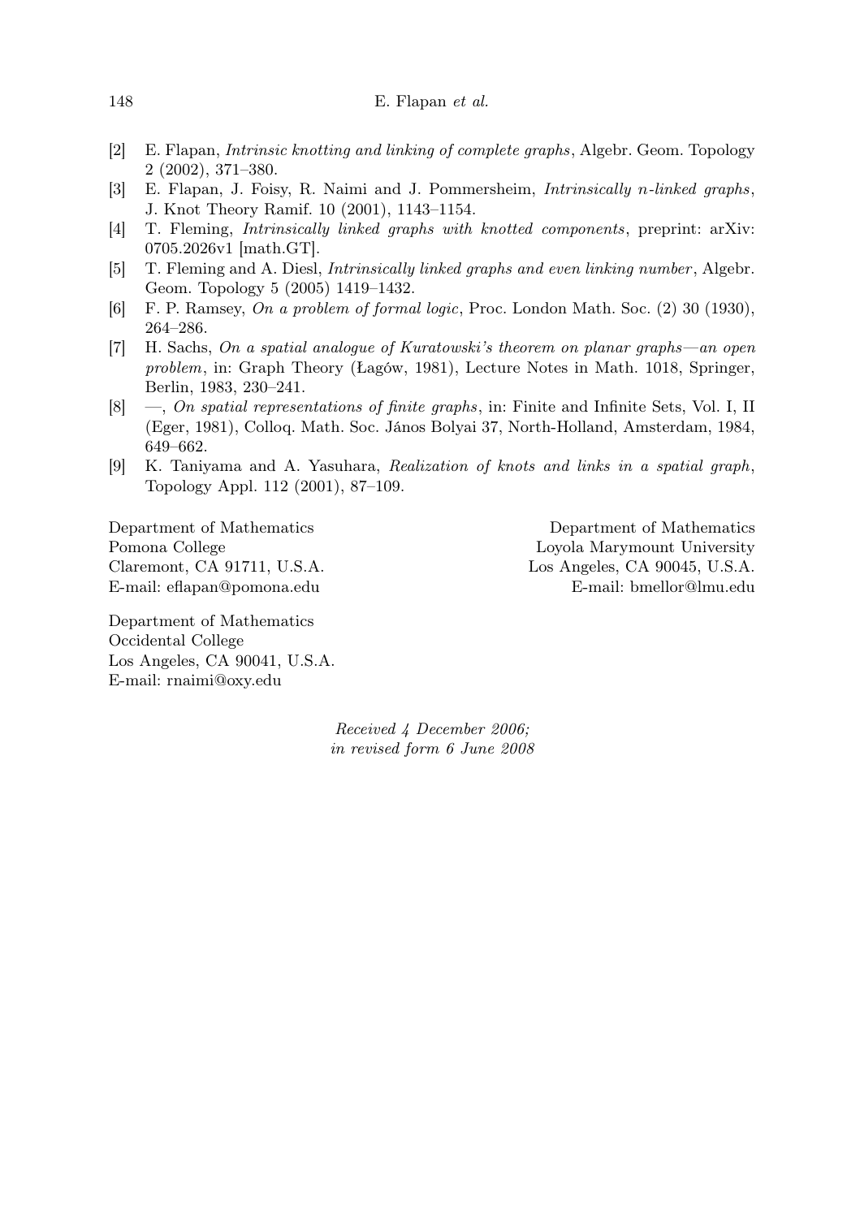[2] E. Flapan, *Intrinsic knotting and linking of complete graphs*, Algebr. Geom. Topology 2 (2002), 371–380.

[3] E. Flapan, J. Foisy, R. Naimi and J. Pommersheim, *Intrinsically n-linked graphs*, J. Knot Theory Ramif. 10 (2001), 1143–1154.

[4] T. Fleming, *Intrinsically linked graphs with knotted components*, preprint: arXiv: 0705.2026v1 [math.GT].

[5] T. Fleming and A. Diesl, *Intrinsically linked graphs and even linking number*, Algebr. Geom. Topology 5 (2005) 1419–1432.

[6] F. P. Ramsey, *On a problem of formal logic*, Proc. London Math. Soc. (2) 30 (1930), 264–286.

[7] H. Sachs, *On a spatial analogue of Kuratowski's theorem on planar graphs—an open problem*, in: Graph Theory (Łagów, 1981), Lecture Notes in Math. 1018, Springer, Berlin, 1983, 230–241.

[8] —, *On spatial representations of finite graphs*, in: Finite and Infinite Sets, Vol. I, II (Eger, 1981), Colloq. Math. Soc. János Bolyai 37, North-Holland, Amsterdam, 1984, 649–662.

[9] K. Taniyama and A. Yasuhara, *Realization of knots and links in a spatial graph*, Topology Appl. 112 (2001), 87–109.

Department of Mathematics
Pomona College
Claremont, CA 91711, U.S.A.
E-mail: eflapan@pomona.edu

Department of Mathematics
Loyola Marymount University
Los Angeles, CA 90045, U.S.A.
E-mail: bmellor@lmu.edu

Department of Mathematics
Occidental College
Los Angeles, CA 90041, U.S.A.
E-mail: rnaimi@oxy.edu

*Received 4 December 2006;*
*in revised form 6 June 2008*